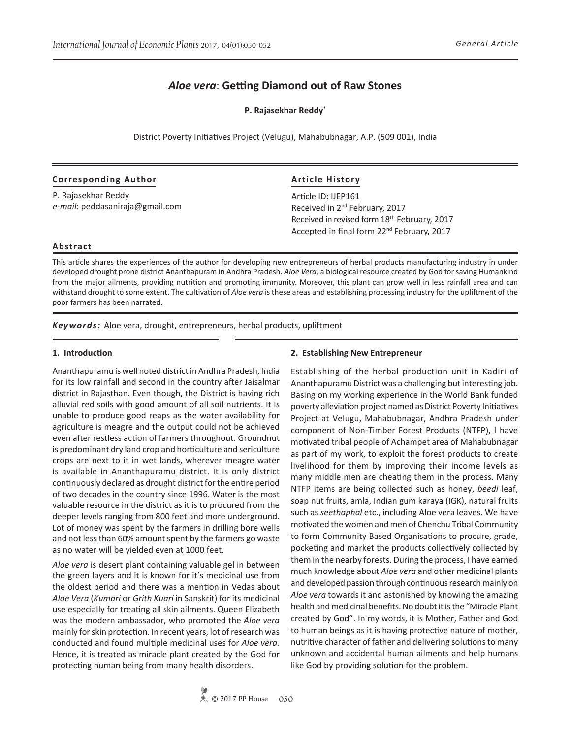*General Article*

# *Aloe vera*: Getting Diamond out of Raw Stones

**P. Rajasekhar Reddy***

District Poverty Initiatives Project (Velugu), Mahabubnagar, A.P. (509 001), India

**Corresponding Author**

P. Rajasekhar Reddy
*e-mail*: peddasaniraja@gmail.com

**Article History**

Article ID: IJEP161
Received in 2nd February, 2017
Received in revised form 18th February, 2017
Accepted in final form 22nd February, 2017

**Abstract**

This article shares the experiences of the author for developing new entrepreneurs of herbal products manufacturing industry in under developed drought prone district Ananthapuram in Andhra Pradesh. *Aloe Vera*, a biological resource created by God for saving Humankind from the major ailments, providing nutrition and promoting immunity. Moreover, this plant can grow well in less rainfall area and can withstand drought to some extent. The cultivation of *Aloe vera* is these areas and establishing processing industry for the upliftment of the poor farmers has been narrated.

***Keywords:*** Aloe vera, drought, entrepreneurs, herbal products, upliftment

## 1. Introduction

Ananthapuramu is well noted district in Andhra Pradesh, India for its low rainfall and second in the country after Jaisalmar district in Rajasthan. Even though, the District is having rich alluvial red soils with good amount of all soil nutrients. It is unable to produce good reaps as the water availability for agriculture is meagre and the output could not be achieved even after restless action of farmers throughout. Groundnut is predominant dry land crop and horticulture and sericulture crops are next to it in wet lands, wherever meagre water is available in Ananthapuramu district. It is only district continuously declared as drought district for the entire period of two decades in the country since 1996. Water is the most valuable resource in the district as it is to procured from the deeper levels ranging from 800 feet and more underground. Lot of money was spent by the farmers in drilling bore wells and not less than 60% amount spent by the farmers go waste as no water will be yielded even at 1000 feet.

*Aloe vera* is desert plant containing valuable gel in between the green layers and it is known for it's medicinal use from the oldest period and there was a mention in Vedas about *Aloe Vera* (*Kumari* or *Grith Kuari* in Sanskrit) for its medicinal use especially for treating all skin ailments. Queen Elizabeth was the modern ambassador, who promoted the *Aloe vera* mainly for skin protection. In recent years, lot of research was conducted and found multiple medicinal uses for *Aloe vera.* Hence, it is treated as miracle plant created by the God for protecting human being from many health disorders.

## 2. Establishing New Entrepreneur

Establishing of the herbal production unit in Kadiri of Ananthapuramu District was a challenging but interesting job. Basing on my working experience in the World Bank funded poverty alleviation project named as District Poverty Initiatives Project at Velugu, Mahabubnagar, Andhra Pradesh under component of Non-Timber Forest Products (NTFP), I have motivated tribal people of Achampet area of Mahabubnagar as part of my work, to exploit the forest products to create livelihood for them by improving their income levels as many middle men are cheating them in the process. Many NTFP items are being collected such as honey, *beedi* leaf, soap nut fruits, amla, Indian gum karaya (IGK), natural fruits such as *seethaphal* etc., including Aloe vera leaves. We have motivated the women and men of Chenchu Tribal Community to form Community Based Organisations to procure, grade, pocketing and market the products collectively collected by them in the nearby forests. During the process, I have earned much knowledge about *Aloe vera* and other medicinal plants and developed passion through continuous research mainly on *Aloe vera* towards it and astonished by knowing the amazing health and medicinal benefits. No doubt it is the "Miracle Plant created by God". In my words, it is Mother, Father and God to human beings as it is having protective nature of mother, nutritive character of father and delivering solutions to many unknown and accidental human ailments and help humans like God by providing solution for the problem.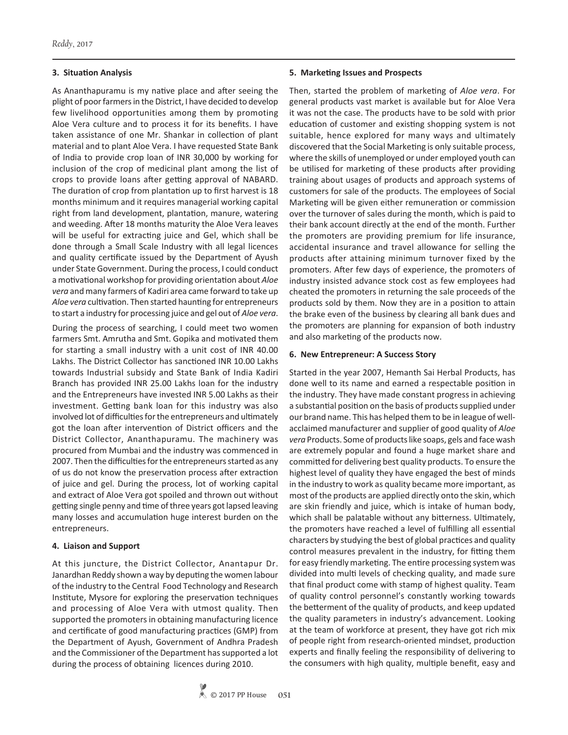## 3. Situation Analysis

As Ananthapuramu is my native place and after seeing the plight of poor farmers in the District, I have decided to develop few livelihood opportunities among them by promoting Aloe Vera culture and to process it for its benefits. I have taken assistance of one Mr. Shankar in collection of plant material and to plant Aloe Vera. I have requested State Bank of India to provide crop loan of INR 30,000 by working for inclusion of the crop of medicinal plant among the list of crops to provide loans after getting approval of NABARD. The duration of crop from plantation up to first harvest is 18 months minimum and it requires managerial working capital right from land development, plantation, manure, watering and weeding. After 18 months maturity the Aloe Vera leaves will be useful for extracting juice and Gel, which shall be done through a Small Scale Industry with all legal licences and quality certificate issued by the Department of Ayush under State Government. During the process, I could conduct a motivational workshop for providing orientation about *Aloe vera* and many farmers of Kadiri area came forward to take up *Aloe vera* cultivation. Then started haunting for entrepreneurs to start a industry for processing juice and gel out of *Aloe vera*.

During the process of searching, I could meet two women farmers Smt. Amrutha and Smt. Gopika and motivated them for starting a small industry with a unit cost of INR 40.00 Lakhs. The District Collector has sanctioned INR 10.00 Lakhs towards Industrial subsidy and State Bank of India Kadiri Branch has provided INR 25.00 Lakhs loan for the industry and the Entrepreneurs have invested INR 5.00 Lakhs as their investment. Getting bank loan for this industry was also involved lot of difficulties for the entrepreneurs and ultimately got the loan after intervention of District officers and the District Collector, Ananthapuramu. The machinery was procured from Mumbai and the industry was commenced in 2007. Then the difficulties for the entrepreneurs started as any of us do not know the preservation process after extraction of juice and gel. During the process, lot of working capital and extract of Aloe Vera got spoiled and thrown out without getting single penny and time of three years got lapsed leaving many losses and accumulation huge interest burden on the entrepreneurs.

## 4. Liaison and Support

At this juncture, the District Collector, Anantapur Dr. Janardhan Reddy shown a way by deputing the women labour of the industry to the Central Food Technology and Research Institute, Mysore for exploring the preservation techniques and processing of Aloe Vera with utmost quality. Then supported the promoters in obtaining manufacturing licence and certificate of good manufacturing practices (GMP) from the Department of Ayush, Government of Andhra Pradesh and the Commissioner of the Department has supported a lot during the process of obtaining licences during 2010.

## 5. Marketing Issues and Prospects

Then, started the problem of marketing of *Aloe vera*. For general products vast market is available but for Aloe Vera it was not the case. The products have to be sold with prior education of customer and existing shopping system is not suitable, hence explored for many ways and ultimately discovered that the Social Marketing is only suitable process, where the skills of unemployed or under employed youth can be utilised for marketing of these products after providing training about usages of products and approach systems of customers for sale of the products. The employees of Social Marketing will be given either remuneration or commission over the turnover of sales during the month, which is paid to their bank account directly at the end of the month. Further the promoters are providing premium for life insurance, accidental insurance and travel allowance for selling the products after attaining minimum turnover fixed by the promoters. After few days of experience, the promoters of industry insisted advance stock cost as few employees had cheated the promoters in returning the sale proceeds of the products sold by them. Now they are in a position to attain the brake even of the business by clearing all bank dues and the promoters are planning for expansion of both industry and also marketing of the products now.

## 6. New Entrepreneur: A Success Story

Started in the year 2007, Hemanth Sai Herbal Products, has done well to its name and earned a respectable position in the industry. They have made constant progress in achieving a substantial position on the basis of products supplied under our brand name. This has helped them to be in league of well-acclaimed manufacturer and supplier of good quality of *Aloe vera* Products. Some of products like soaps, gels and face wash are extremely popular and found a huge market share and committed for delivering best quality products. To ensure the highest level of quality they have engaged the best of minds in the industry to work as quality became more important, as most of the products are applied directly onto the skin, which are skin friendly and juice, which is intake of human body, which shall be palatable without any bitterness. Ultimately, the promoters have reached a level of fulfilling all essential characters by studying the best of global practices and quality control measures prevalent in the industry, for fitting them for easy friendly marketing. The entire processing system was divided into multi levels of checking quality, and made sure that final product come with stamp of highest quality. Team of quality control personnel's constantly working towards the betterment of the quality of products, and keep updated the quality parameters in industry's advancement. Looking at the team of workforce at present, they have got rich mix of people right from research-oriented mindset, production experts and finally feeling the responsibility of delivering to the consumers with high quality, multiple benefit, easy and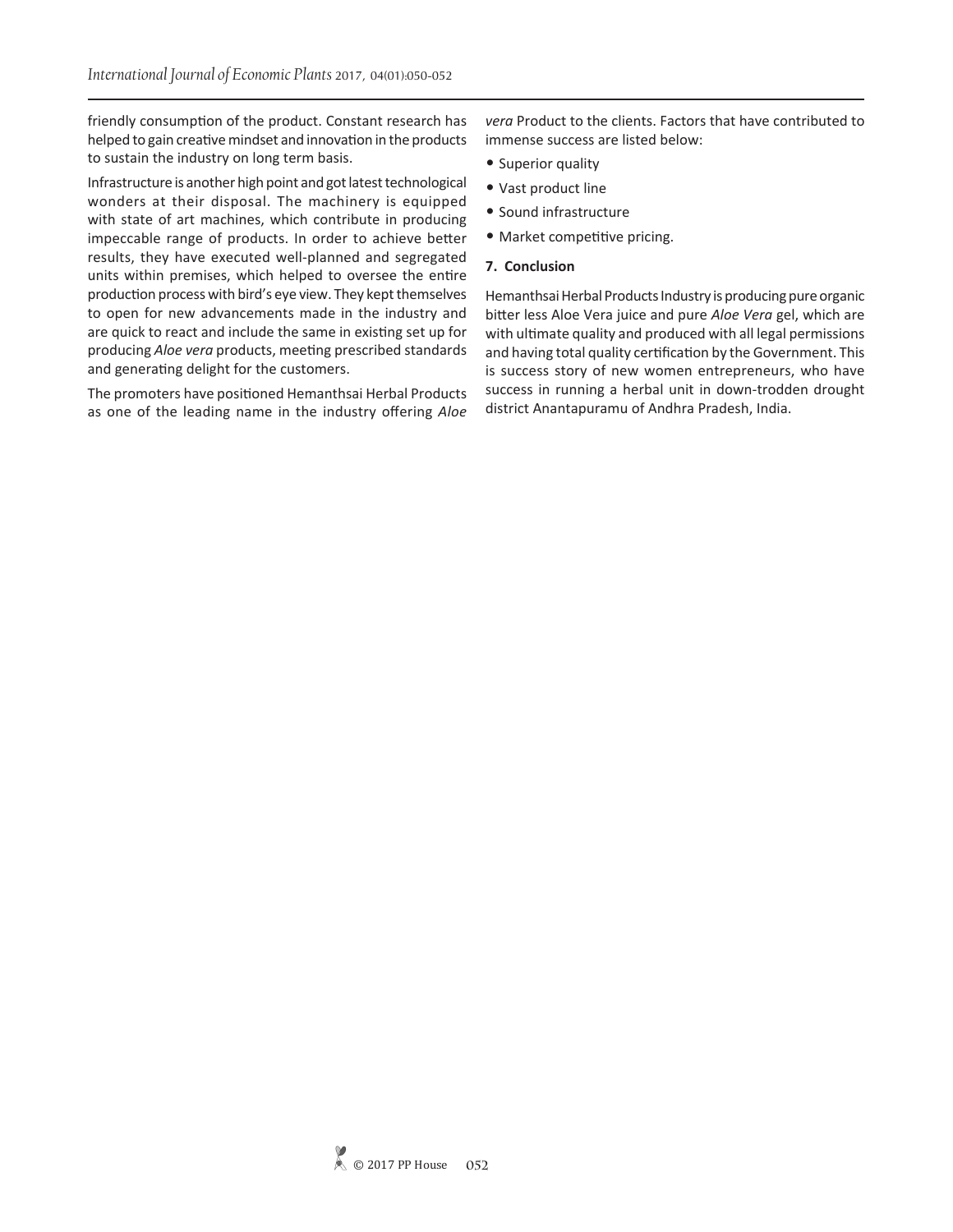friendly consumption of the product. Constant research has helped to gain creative mindset and innovation in the products to sustain the industry on long term basis.

Infrastructure is another high point and got latest technological wonders at their disposal. The machinery is equipped with state of art machines, which contribute in producing impeccable range of products. In order to achieve better results, they have executed well-planned and segregated units within premises, which helped to oversee the entire production process with bird's eye view. They kept themselves to open for new advancements made in the industry and are quick to react and include the same in existing set up for producing *Aloe vera* products, meeting prescribed standards and generating delight for the customers.

The promoters have positioned Hemanthsai Herbal Products as one of the leading name in the industry offering *Aloe vera* Product to the clients. Factors that have contributed to immense success are listed below:

- Superior quality
- Vast product line
- Sound infrastructure
- Market competitive pricing.

## 7. Conclusion

Hemanthsai Herbal Products Industry is producing pure organic bitter less Aloe Vera juice and pure *Aloe Vera* gel, which are with ultimate quality and produced with all legal permissions and having total quality certification by the Government. This is success story of new women entrepreneurs, who have success in running a herbal unit in down-trodden drought district Anantapuramu of Andhra Pradesh, India.